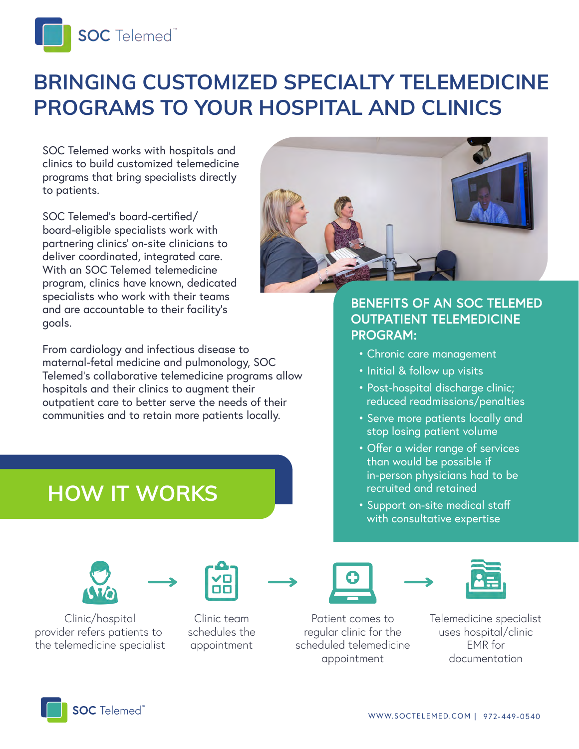# BRINGING CUSTOMIZED SPECIALTY TELEMEDICINE PROGRAMS TO YOUR HOSPITAL AND CLINICS

SOC Telemed works with hospitals and clinics to build customized telemedicine programs that bring specialists directly to patients.

SOC Telemed's board-certified/ board-eligible specialists work with partnering clinics' on-site clinicians to deliver coordinated, integrated care. With an SOC Telemed telemedicine program, clinics have known, dedicated specialists who work with their teams and are accountable to their facility's goals.

From cardiology and infectious disease to maternal-fetal medicine and pulmonology, SOC Telemed's collaborative telemedicine programs allow hospitals and their clinics to augment their outpatient care to better serve the needs of their communities and to retain more patients locally.

## BENEFITS OF AN SOC TELEMED OUTPATIENT TELEMEDICINE PROGRAM:

- Chronic care management
- Initial & follow up visits
- Post-hospital discharge clinic; reduced readmissions/penalties
- Serve more patients locally and stop losing patient volume
- Offer a wider range of services than would be possible if in-person physicians had to be recruited and retained
- Support on-site medical staff with consultative expertise

## HOW IT WORKS

Clinic/hospital provider refers patients to the telemedicine specialist → Clinic team schedules the appointment → Patient comes to regular clinic for the scheduled telemedicine appointment → Telemedicine specialist uses hospital/clinic EMR for documentation

WWW.SOCTELEMED.COM | 972-449-0540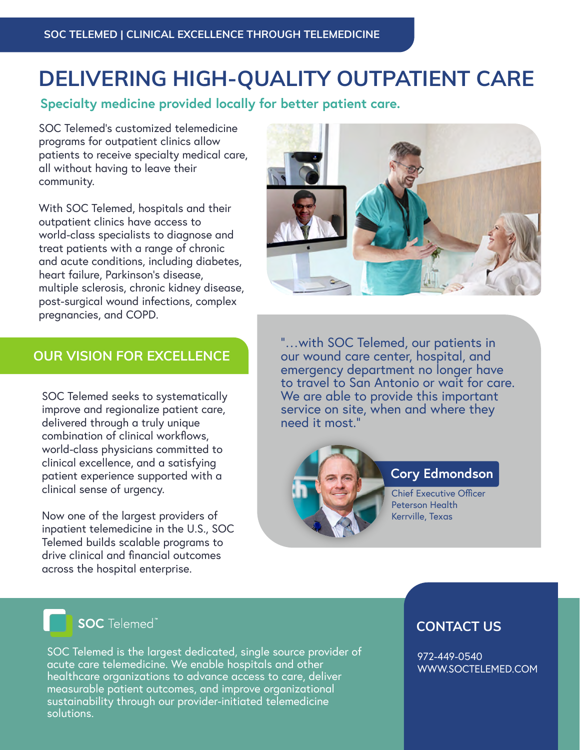SOC TELEMED | CLINICAL EXCELLENCE THROUGH TELEMEDICINE

# DELIVERING HIGH-QUALITY OUTPATIENT CARE

**Specialty medicine provided locally for better patient care.**

SOC Telemed's customized telemedicine programs for outpatient clinics allow patients to receive specialty medical care, all without having to leave their community.

With SOC Telemed, hospitals and their outpatient clinics have access to world-class specialists to diagnose and treat patients with a range of chronic and acute conditions, including diabetes, heart failure, Parkinson's disease, multiple sclerosis, chronic kidney disease, post-surgical wound infections, complex pregnancies, and COPD.

## OUR VISION FOR EXCELLENCE

SOC Telemed seeks to systematically improve and regionalize patient care, delivered through a truly unique combination of clinical workflows, world-class physicians committed to clinical excellence, and a satisfying patient experience supported with a clinical sense of urgency.

Now one of the largest providers of inpatient telemedicine in the U.S., SOC Telemed builds scalable programs to drive clinical and financial outcomes across the hospital enterprise.

"...with SOC Telemed, our patients in our wound care center, hospital, and emergency department no longer have to travel to San Antonio or wait for care. We are able to provide this important service on site, when and where they need it most."

**Cory Edmondson**
Chief Executive Officer
Peterson Health
Kerrville, Texas

SOC Telemed™

SOC Telemed is the largest dedicated, single source provider of acute care telemedicine. We enable hospitals and other healthcare organizations to advance access to care, deliver measurable patient outcomes, and improve organizational sustainability through our provider-initiated telemedicine solutions.

## CONTACT US

972-449-0540
WWW.SOCTELEMED.COM